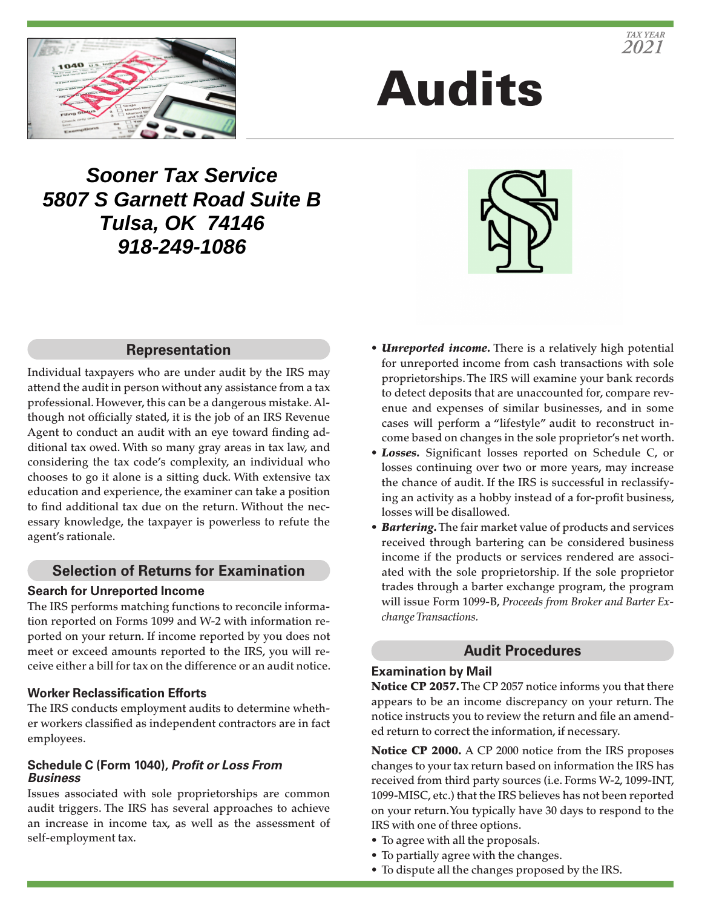TAX YEAR 2021

# Audits

**Sooner Tax Service**
**5807 S Garnett Road Suite B**
**Tulsa, OK 74146**
**918-249-1086**

## Representation

Individual taxpayers who are under audit by the IRS may attend the audit in person without any assistance from a tax professional. However, this can be a dangerous mistake. Although not officially stated, it is the job of an IRS Revenue Agent to conduct an audit with an eye toward finding additional tax owed. With so many gray areas in tax law, and considering the tax code's complexity, an individual who chooses to go it alone is a sitting duck. With extensive tax education and experience, the examiner can take a position to find additional tax due on the return. Without the necessary knowledge, the taxpayer is powerless to refute the agent's rationale.

## Selection of Returns for Examination

### Search for Unreported Income

The IRS performs matching functions to reconcile information reported on Forms 1099 and W-2 with information reported on your return. If income reported by you does not meet or exceed amounts reported to the IRS, you will receive either a bill for tax on the difference or an audit notice.

### Worker Reclassification Efforts

The IRS conducts employment audits to determine whether workers classified as independent contractors are in fact employees.

### Schedule C (Form 1040), *Profit or Loss From Business*

Issues associated with sole proprietorships are common audit triggers. The IRS has several approaches to achieve an increase in income tax, as well as the assessment of self-employment tax.

- ***Unreported income.*** There is a relatively high potential for unreported income from cash transactions with sole proprietorships. The IRS will examine your bank records to detect deposits that are unaccounted for, compare revenue and expenses of similar businesses, and in some cases will perform a "lifestyle" audit to reconstruct income based on changes in the sole proprietor's net worth.
- ***Losses.*** Significant losses reported on Schedule C, or losses continuing over two or more years, may increase the chance of audit. If the IRS is successful in reclassifying an activity as a hobby instead of a for-profit business, losses will be disallowed.
- ***Bartering.*** The fair market value of products and services received through bartering can be considered business income if the products or services rendered are associated with the sole proprietorship. If the sole proprietor trades through a barter exchange program, the program will issue Form 1099-B, *Proceeds from Broker and Barter Exchange Transactions.*

## Audit Procedures

### Examination by Mail

**Notice CP 2057.** The CP 2057 notice informs you that there appears to be an income discrepancy on your return. The notice instructs you to review the return and file an amended return to correct the information, if necessary.

**Notice CP 2000.** A CP 2000 notice from the IRS proposes changes to your tax return based on information the IRS has received from third party sources (i.e. Forms W-2, 1099-INT, 1099-MISC, etc.) that the IRS believes has not been reported on your return. You typically have 30 days to respond to the IRS with one of three options.

- To agree with all the proposals.
- To partially agree with the changes.
- To dispute all the changes proposed by the IRS.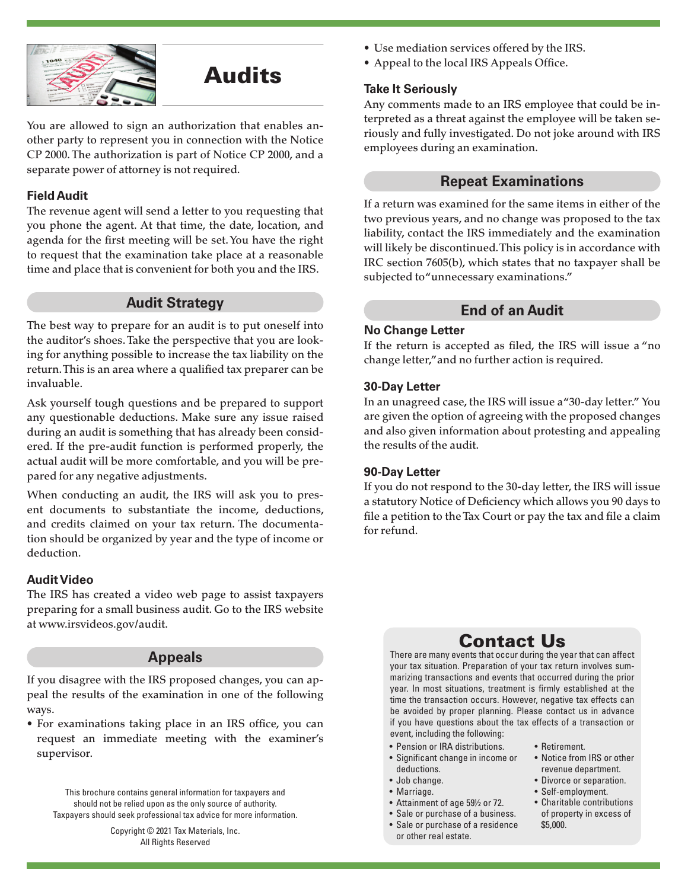# Audits

You are allowed to sign an authorization that enables another party to represent you in connection with the Notice CP 2000. The authorization is part of Notice CP 2000, and a separate power of attorney is not required.

### Field Audit

The revenue agent will send a letter to you requesting that you phone the agent. At that time, the date, location, and agenda for the first meeting will be set. You have the right to request that the examination take place at a reasonable time and place that is convenient for both you and the IRS.

## Audit Strategy

The best way to prepare for an audit is to put oneself into the auditor's shoes. Take the perspective that you are looking for anything possible to increase the tax liability on the return. This is an area where a qualified tax preparer can be invaluable.

Ask yourself tough questions and be prepared to support any questionable deductions. Make sure any issue raised during an audit is something that has already been considered. If the pre-audit function is performed properly, the actual audit will be more comfortable, and you will be prepared for any negative adjustments.

When conducting an audit, the IRS will ask you to present documents to substantiate the income, deductions, and credits claimed on your tax return. The documentation should be organized by year and the type of income or deduction.

### Audit Video

The IRS has created a video web page to assist taxpayers preparing for a small business audit. Go to the IRS website at www.irsvideos.gov/audit.

## Appeals

If you disagree with the IRS proposed changes, you can appeal the results of the examination in one of the following ways.

- For examinations taking place in an IRS office, you can request an immediate meeting with the examiner's supervisor.
- Use mediation services offered by the IRS.
- Appeal to the local IRS Appeals Office.

### Take It Seriously

Any comments made to an IRS employee that could be interpreted as a threat against the employee will be taken seriously and fully investigated. Do not joke around with IRS employees during an examination.

## Repeat Examinations

If a return was examined for the same items in either of the two previous years, and no change was proposed to the tax liability, contact the IRS immediately and the examination will likely be discontinued. This policy is in accordance with IRC section 7605(b), which states that no taxpayer shall be subjected to "unnecessary examinations."

## End of an Audit

### No Change Letter

If the return is accepted as filed, the IRS will issue a "no change letter," and no further action is required.

### 30-Day Letter

In an unagreed case, the IRS will issue a "30-day letter." You are given the option of agreeing with the proposed changes and also given information about protesting and appealing the results of the audit.

### 90-Day Letter

If you do not respond to the 30-day letter, the IRS will issue a statutory Notice of Deficiency which allows you 90 days to file a petition to the Tax Court or pay the tax and file a claim for refund.

## Contact Us

There are many events that occur during the year that can affect your tax situation. Preparation of your tax return involves summarizing transactions and events that occurred during the prior year. In most situations, treatment is firmly established at the time the transaction occurs. However, negative tax effects can be avoided by proper planning. Please contact us in advance if you have questions about the tax effects of a transaction or event, including the following:

- Pension or IRA distributions.
- Significant change in income or deductions.
- Job change.
- Marriage.
- Attainment of age 59½ or 72.
- Sale or purchase of a business.
- Sale or purchase of a residence or other real estate.
- Retirement.
- Notice from IRS or other revenue department.
- Divorce or separation.
- Self-employment.
- Charitable contributions of property in excess of $5,000.

This brochure contains general information for taxpayers and should not be relied upon as the only source of authority. Taxpayers should seek professional tax advice for more information.

Copyright © 2021 Tax Materials, Inc.
All Rights Reserved